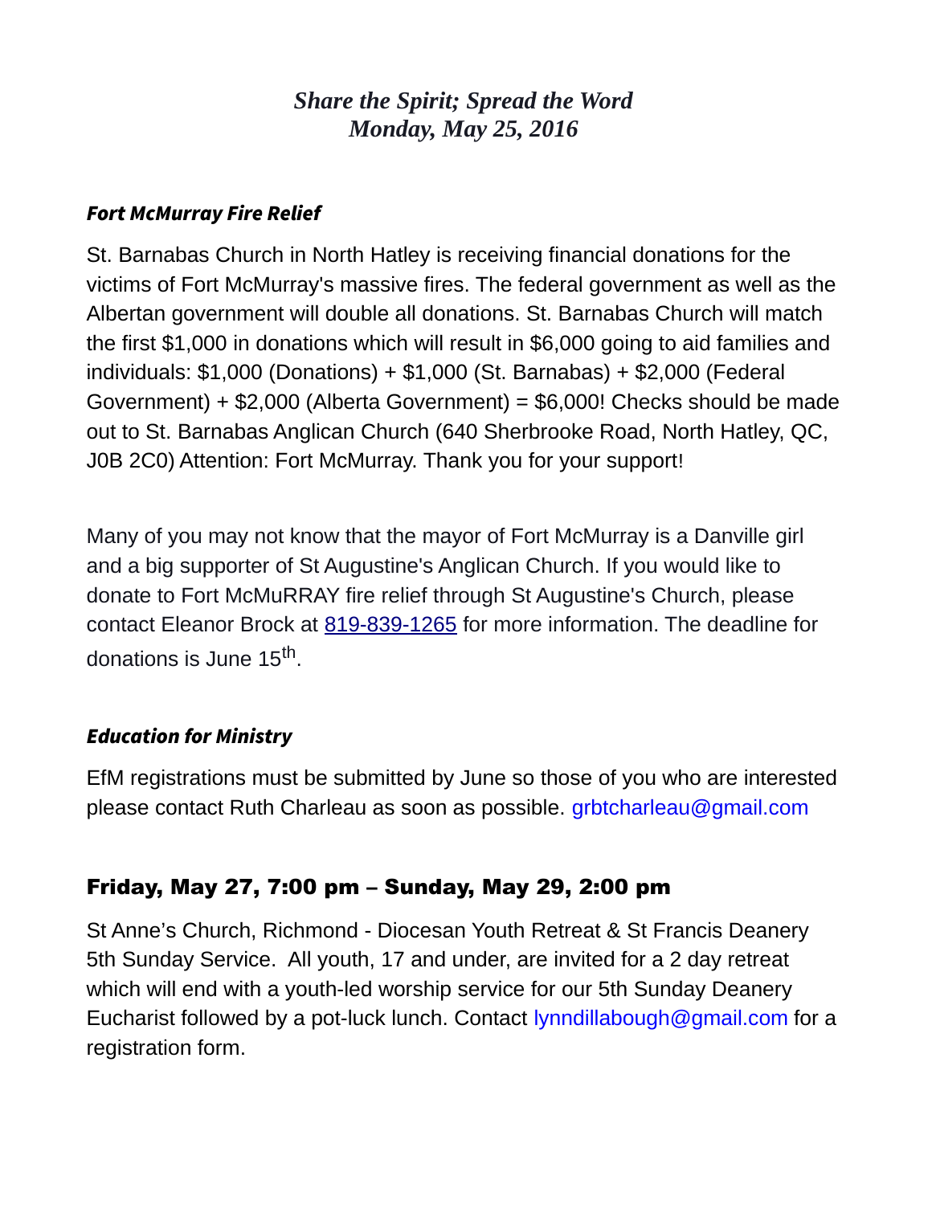# *Share the Spirit; Spread the Word*
# *Monday, May 25, 2016*

### ***Fort McMurray Fire Relief***

St. Barnabas Church in North Hatley is receiving financial donations for the victims of Fort McMurray's massive fires. The federal government as well as the Albertan government will double all donations. St. Barnabas Church will match the first $1,000 in donations which will result in $6,000 going to aid families and individuals: $1,000 (Donations) + $1,000 (St. Barnabas) + $2,000 (Federal Government) + $2,000 (Alberta Government) = $6,000! Checks should be made out to St. Barnabas Anglican Church (640 Sherbrooke Road, North Hatley, QC, J0B 2C0) Attention: Fort McMurray. Thank you for your support!

Many of you may not know that the mayor of Fort McMurray is a Danville girl and a big supporter of St Augustine's Anglican Church. If you would like to donate to Fort McMuRRAY fire relief through St Augustine's Church, please contact Eleanor Brock at 819-839-1265 for more information. The deadline for donations is June 15th.

### ***Education for Ministry***

EfM registrations must be submitted by June so those of you who are interested please contact Ruth Charleau as soon as possible. grbtcharleau@gmail.com

### **Friday, May 27, 7:00 pm – Sunday, May 29, 2:00 pm**

St Anne's Church, Richmond - Diocesan Youth Retreat & St Francis Deanery 5th Sunday Service. All youth, 17 and under, are invited for a 2 day retreat which will end with a youth-led worship service for our 5th Sunday Deanery Eucharist followed by a pot-luck lunch. Contact lynndillabough@gmail.com for a registration form.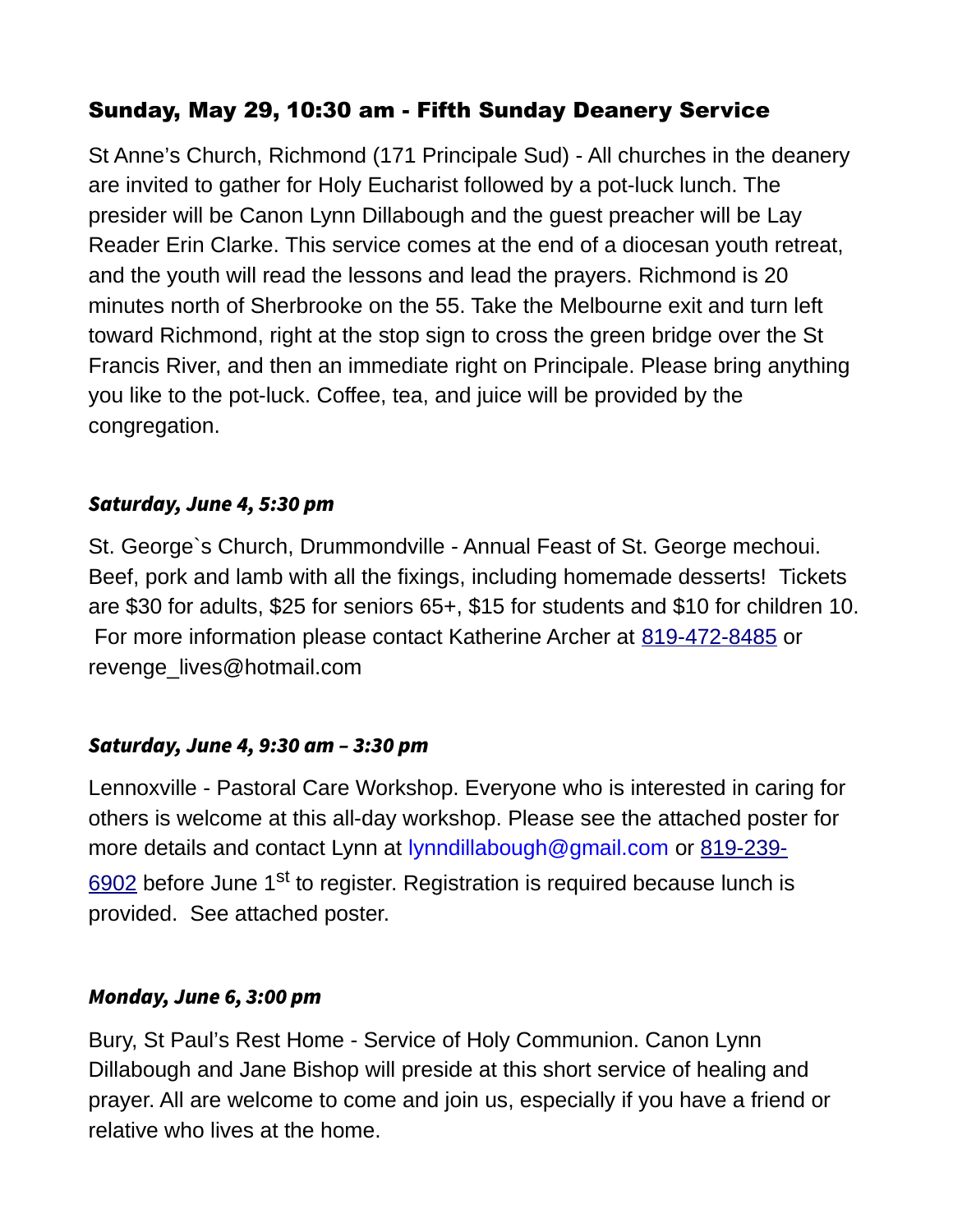### Sunday, May 29, 10:30 am - Fifth Sunday Deanery Service

St Anne's Church, Richmond (171 Principale Sud) - All churches in the deanery are invited to gather for Holy Eucharist followed by a pot-luck lunch. The presider will be Canon Lynn Dillabough and the guest preacher will be Lay Reader Erin Clarke. This service comes at the end of a diocesan youth retreat, and the youth will read the lessons and lead the prayers. Richmond is 20 minutes north of Sherbrooke on the 55. Take the Melbourne exit and turn left toward Richmond, right at the stop sign to cross the green bridge over the St Francis River, and then an immediate right on Principale. Please bring anything you like to the pot-luck. Coffee, tea, and juice will be provided by the congregation.

***Saturday, June 4, 5:30 pm***

St. George`s Church, Drummondville - Annual Feast of St. George mechoui. Beef, pork and lamb with all the fixings, including homemade desserts! Tickets are $30 for adults, $25 for seniors 65+, $15 for students and $10 for children 10. For more information please contact Katherine Archer at 819-472-8485 or revenge_lives@hotmail.com

***Saturday, June 4, 9:30 am – 3:30 pm***

Lennoxville - Pastoral Care Workshop. Everyone who is interested in caring for others is welcome at this all-day workshop. Please see the attached poster for more details and contact Lynn at lynndillabough@gmail.com or 819-239-6902 before June 1st to register. Registration is required because lunch is provided. See attached poster.

***Monday, June 6, 3:00 pm***

Bury, St Paul's Rest Home - Service of Holy Communion. Canon Lynn Dillabough and Jane Bishop will preside at this short service of healing and prayer. All are welcome to come and join us, especially if you have a friend or relative who lives at the home.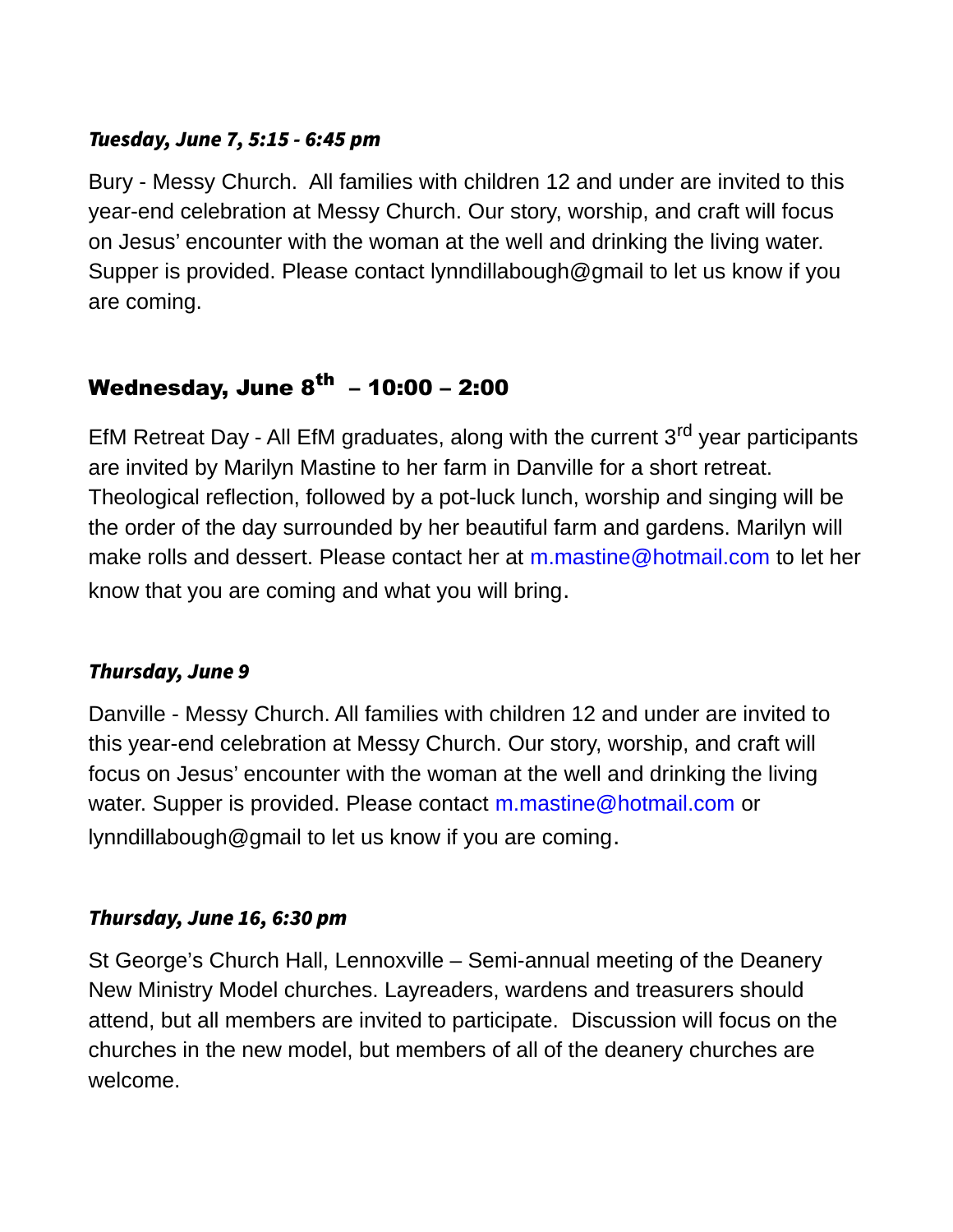***Tuesday, June 7, 5:15 - 6:45 pm***

Bury - Messy Church. All families with children 12 and under are invited to this year-end celebration at Messy Church. Our story, worship, and craft will focus on Jesus' encounter with the woman at the well and drinking the living water. Supper is provided. Please contact lynndillabough@gmail to let us know if you are coming.

**Wednesday, June 8th – 10:00 – 2:00**

EfM Retreat Day - All EfM graduates, along with the current 3rd year participants are invited by Marilyn Mastine to her farm in Danville for a short retreat. Theological reflection, followed by a pot-luck lunch, worship and singing will be the order of the day surrounded by her beautiful farm and gardens. Marilyn will make rolls and dessert. Please contact her at m.mastine@hotmail.com to let her know that you are coming and what you will bring.

***Thursday, June 9***

Danville - Messy Church. All families with children 12 and under are invited to this year-end celebration at Messy Church. Our story, worship, and craft will focus on Jesus' encounter with the woman at the well and drinking the living water. Supper is provided. Please contact m.mastine@hotmail.com or lynndillabough@gmail to let us know if you are coming.

***Thursday, June 16, 6:30 pm***

St George's Church Hall, Lennoxville – Semi-annual meeting of the Deanery New Ministry Model churches. Layreaders, wardens and treasurers should attend, but all members are invited to participate. Discussion will focus on the churches in the new model, but members of all of the deanery churches are welcome.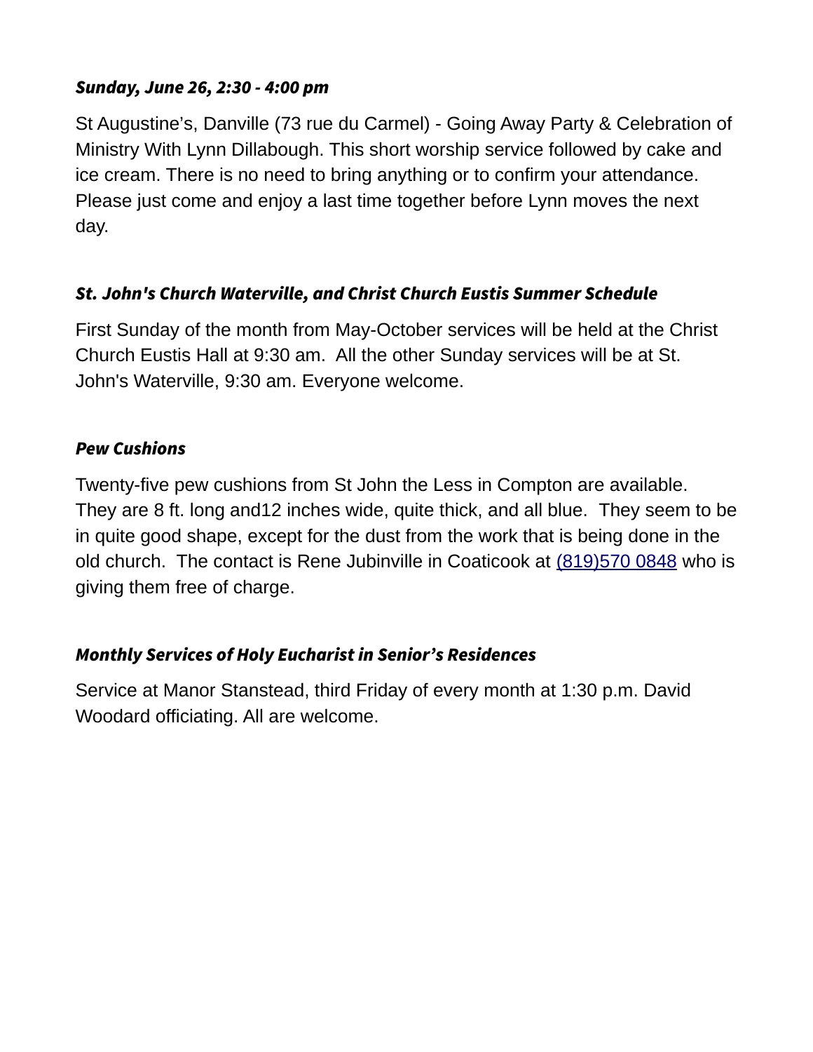***Sunday, June 26, 2:30 - 4:00 pm***

St Augustine's, Danville (73 rue du Carmel) - Going Away Party & Celebration of Ministry With Lynn Dillabough. This short worship service followed by cake and ice cream. There is no need to bring anything or to confirm your attendance. Please just come and enjoy a last time together before Lynn moves the next day.

***St. John's Church Waterville, and Christ Church Eustis Summer Schedule***

First Sunday of the month from May-October services will be held at the Christ Church Eustis Hall at 9:30 am. All the other Sunday services will be at St. John's Waterville, 9:30 am. Everyone welcome.

***Pew Cushions***

Twenty-five pew cushions from St John the Less in Compton are available. They are 8 ft. long and12 inches wide, quite thick, and all blue. They seem to be in quite good shape, except for the dust from the work that is being done in the old church. The contact is Rene Jubinville in Coaticook at (819)570 0848 who is giving them free of charge.

***Monthly Services of Holy Eucharist in Senior's Residences***

Service at Manor Stanstead, third Friday of every month at 1:30 p.m. David Woodard officiating. All are welcome.